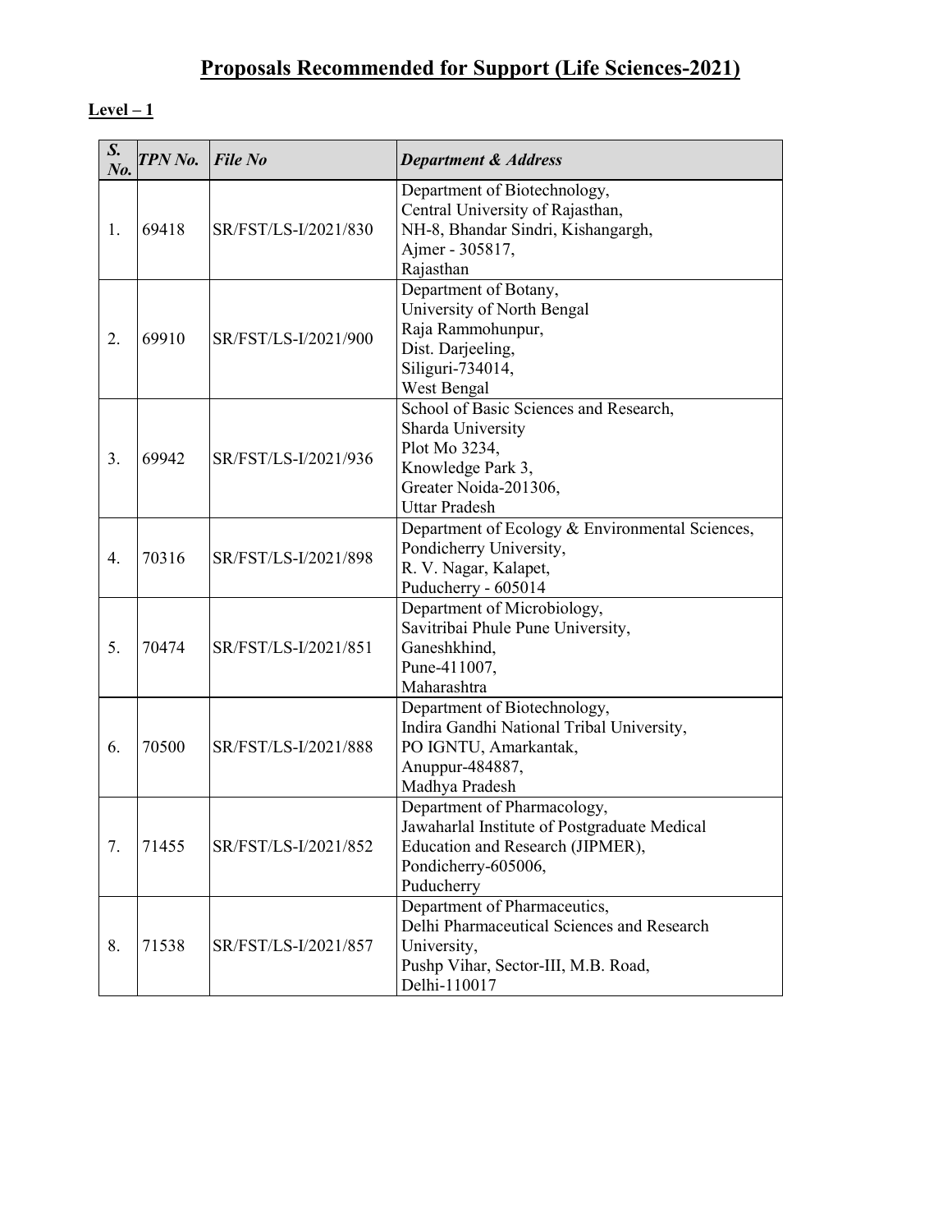# Proposals Recommended for Support (Life Sciences-2021)

**Level – 1**

| S. No. | TPN No. | File No | Department & Address |
|---|---|---|---|
| 1. | 69418 | SR/FST/LS-I/2021/830 | Department of Biotechnology,<br>Central University of Rajasthan,<br>NH-8, Bhandar Sindri, Kishangargh,<br>Ajmer - 305817,<br>Rajasthan |
| 2. | 69910 | SR/FST/LS-I/2021/900 | Department of Botany,<br>University of North Bengal<br>Raja Rammohunpur,<br>Dist. Darjeeling,<br>Siliguri-734014,<br>West Bengal |
| 3. | 69942 | SR/FST/LS-I/2021/936 | School of Basic Sciences and Research,<br>Sharda University<br>Plot Mo 3234,<br>Knowledge Park 3,<br>Greater Noida-201306,<br>Uttar Pradesh |
| 4. | 70316 | SR/FST/LS-I/2021/898 | Department of Ecology & Environmental Sciences,<br>Pondicherry University,<br>R. V. Nagar, Kalapet,<br>Puducherry - 605014 |
| 5. | 70474 | SR/FST/LS-I/2021/851 | Department of Microbiology,<br>Savitribai Phule Pune University,<br>Ganeshkhind,<br>Pune-411007,<br>Maharashtra |
| 6. | 70500 | SR/FST/LS-I/2021/888 | Department of Biotechnology,<br>Indira Gandhi National Tribal University,<br>PO IGNTU, Amarkantak,<br>Anuppur-484887,<br>Madhya Pradesh |
| 7. | 71455 | SR/FST/LS-I/2021/852 | Department of Pharmacology,<br>Jawaharlal Institute of Postgraduate Medical<br>Education and Research (JIPMER),<br>Pondicherry-605006,<br>Puducherry |
| 8. | 71538 | SR/FST/LS-I/2021/857 | Department of Pharmaceutics,<br>Delhi Pharmaceutical Sciences and Research<br>University,<br>Pushp Vihar, Sector-III, M.B. Road,<br>Delhi-110017 |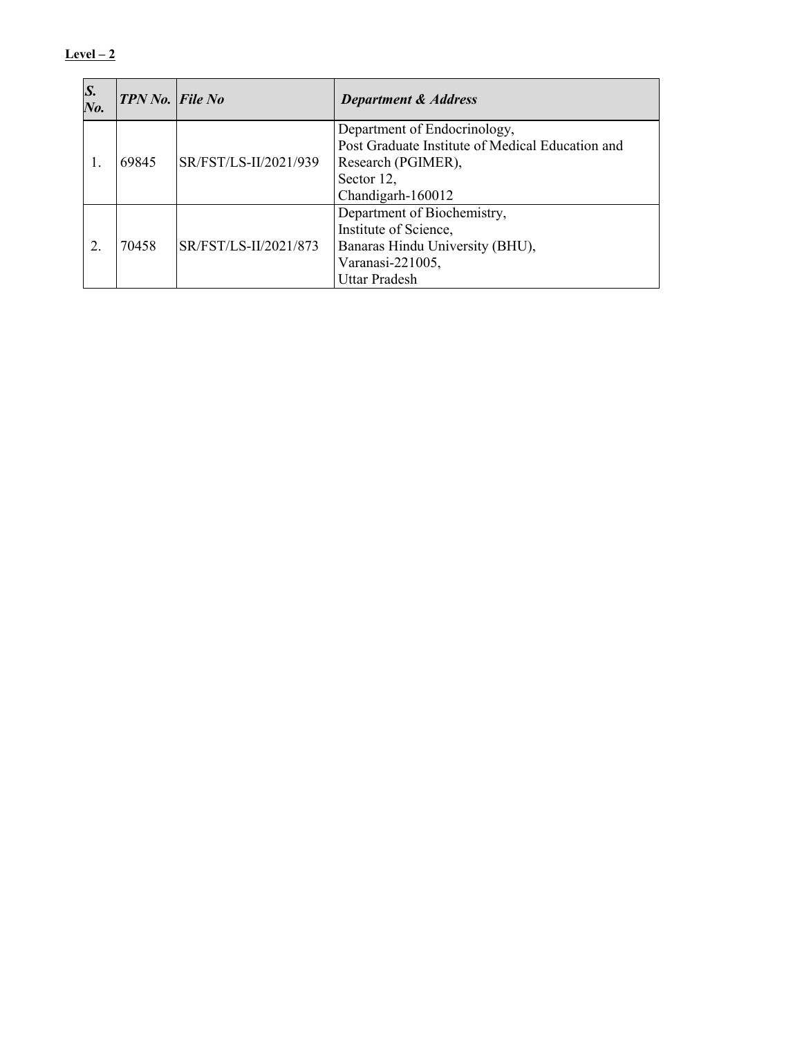**Level – 2**

| ***S. No.*** | ***TPN No.*** | ***File No*** | ***Department & Address*** |
|---|---|---|---|
| 1. | 69845 | SR/FST/LS-II/2021/939 | Department of Endocrinology,<br>Post Graduate Institute of Medical Education and Research (PGIMER),<br>Sector 12,<br>Chandigarh-160012 |
| 2. | 70458 | SR/FST/LS-II/2021/873 | Department of Biochemistry,<br>Institute of Science,<br>Banaras Hindu University (BHU),<br>Varanasi-221005,<br>Uttar Pradesh |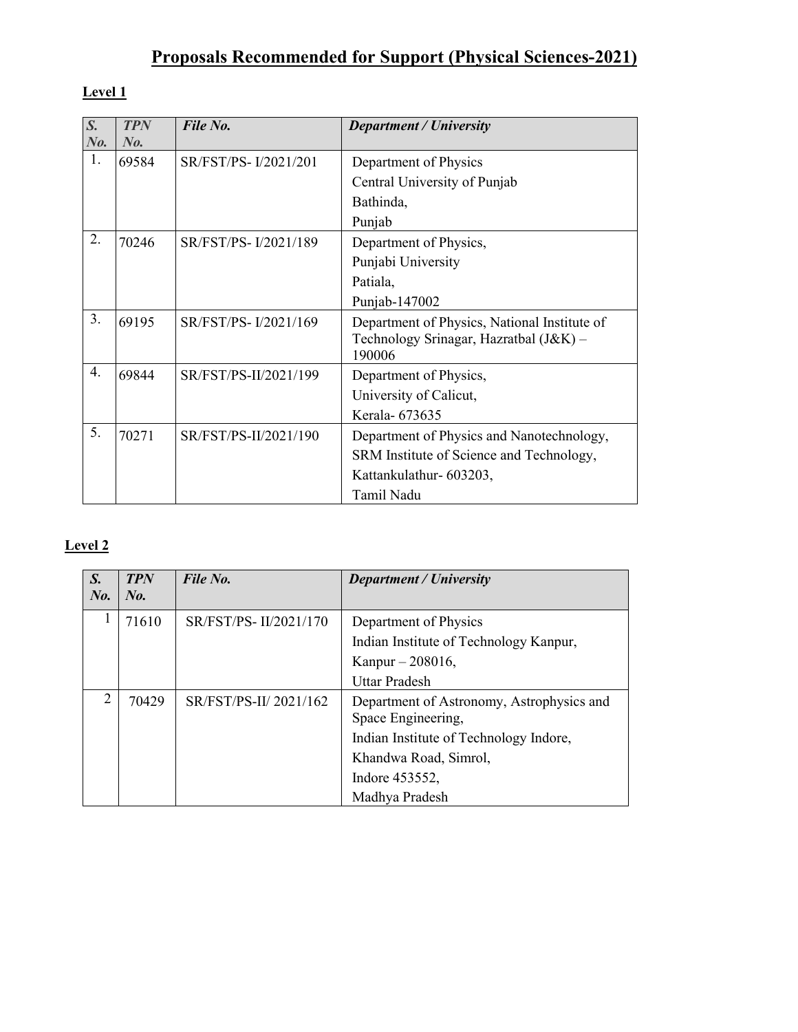# Proposals Recommended for Support (Physical Sciences-2021)

## Level 1

| S. No. | TPN No. | File No. | Department / University |
|---|---|---|---|
| 1. | 69584 | SR/FST/PS- I/2021/201 | Department of Physics<br>Central University of Punjab<br>Bathinda,<br>Punjab |
| 2. | 70246 | SR/FST/PS- I/2021/189 | Department of Physics,<br>Punjabi University<br>Patiala,<br>Punjab-147002 |
| 3. | 69195 | SR/FST/PS- I/2021/169 | Department of Physics, National Institute of Technology Srinagar, Hazratbal (J&K) – 190006 |
| 4. | 69844 | SR/FST/PS-II/2021/199 | Department of Physics,<br>University of Calicut,<br>Kerala- 673635 |
| 5. | 70271 | SR/FST/PS-II/2021/190 | Department of Physics and Nanotechnology,<br>SRM Institute of Science and Technology,<br>Kattankulathur- 603203,<br>Tamil Nadu |

## Level 2

| S. No. | TPN No. | File No. | Department / University |
|---|---|---|---|
| 1 | 71610 | SR/FST/PS- II/2021/170 | Department of Physics<br>Indian Institute of Technology Kanpur,<br>Kanpur – 208016,<br>Uttar Pradesh |
| 2 | 70429 | SR/FST/PS-II/ 2021/162 | Department of Astronomy, Astrophysics and Space Engineering,<br>Indian Institute of Technology Indore,<br>Khandwa Road, Simrol,<br>Indore 453552,<br>Madhya Pradesh |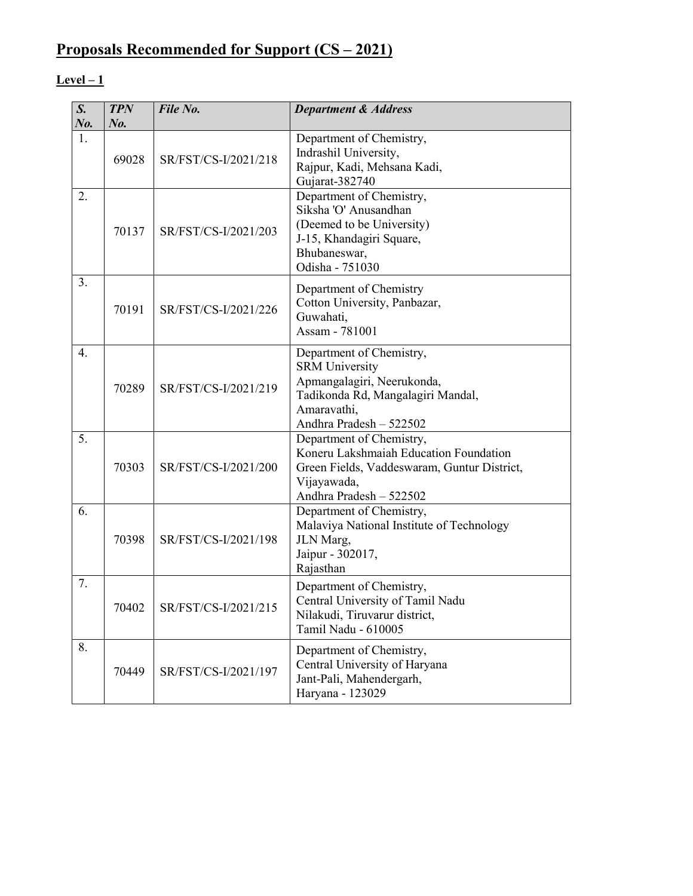# Proposals Recommended for Support (CS – 2021)

## Level – 1

| *S. No.* | *TPN No.* | *File No.* | *Department & Address* |
|---|---|---|---|
| 1. | 69028 | SR/FST/CS-I/2021/218 | Department of Chemistry, Indrashil University, Rajpur, Kadi, Mehsana Kadi, Gujarat-382740 |
| 2. | 70137 | SR/FST/CS-I/2021/203 | Department of Chemistry, Siksha 'O' Anusandhan (Deemed to be University) J-15, Khandagiri Square, Bhubaneswar, Odisha - 751030 |
| 3. | 70191 | SR/FST/CS-I/2021/226 | Department of Chemistry Cotton University, Panbazar, Guwahati, Assam - 781001 |
| 4. | 70289 | SR/FST/CS-I/2021/219 | Department of Chemistry, SRM University Apmangalagiri, Neerukonda, Tadikonda Rd, Mangalagiri Mandal, Amaravathi, Andhra Pradesh – 522502 |
| 5. | 70303 | SR/FST/CS-I/2021/200 | Department of Chemistry, Koneru Lakshmaiah Education Foundation Green Fields, Vaddeswaram, Guntur District, Vijayawada, Andhra Pradesh – 522502 |
| 6. | 70398 | SR/FST/CS-I/2021/198 | Department of Chemistry, Malaviya National Institute of Technology JLN Marg, Jaipur - 302017, Rajasthan |
| 7. | 70402 | SR/FST/CS-I/2021/215 | Department of Chemistry, Central University of Tamil Nadu Nilakudi, Tiruvarur district, Tamil Nadu - 610005 |
| 8. | 70449 | SR/FST/CS-I/2021/197 | Department of Chemistry, Central University of Haryana Jant-Pali, Mahendergarh, Haryana - 123029 |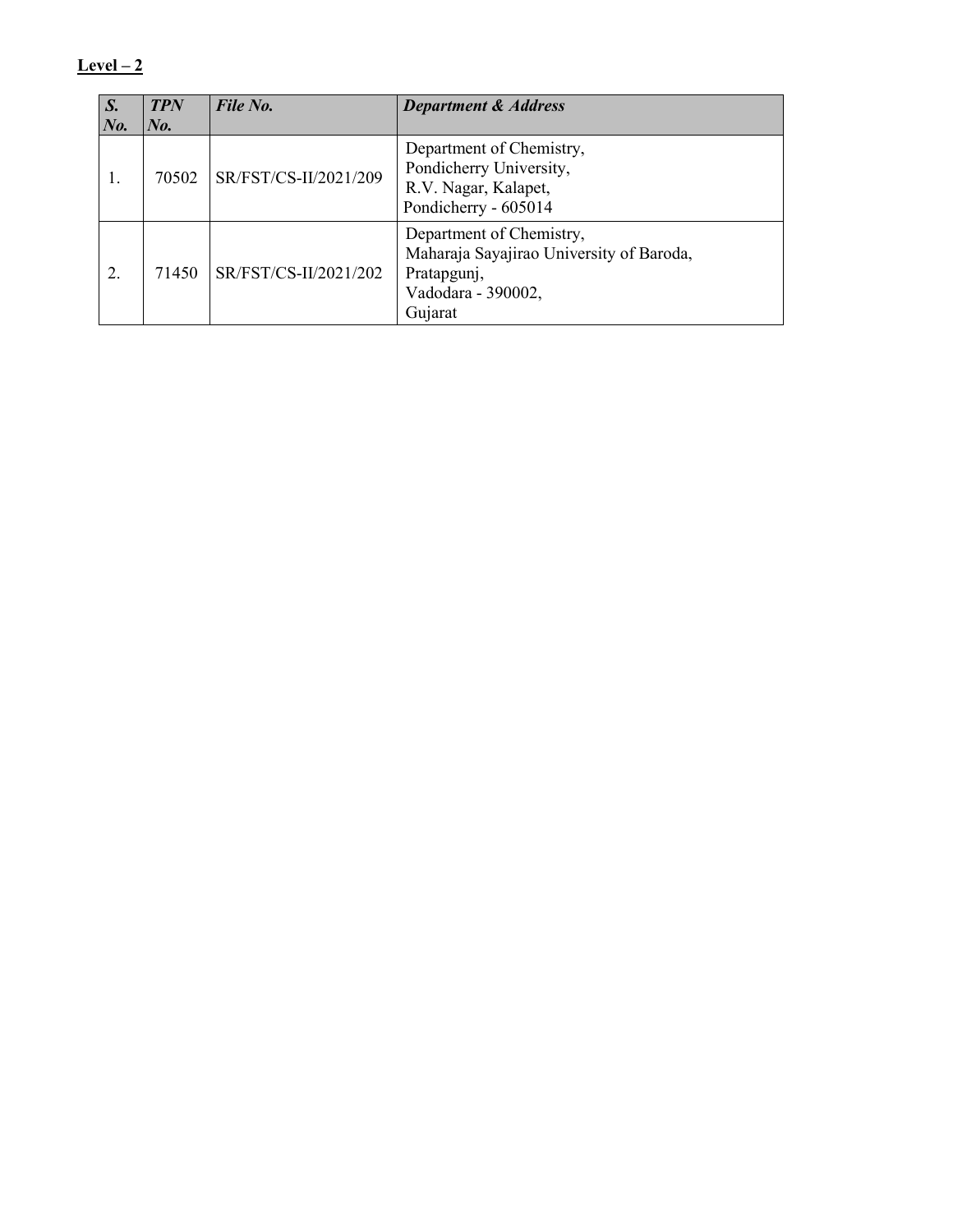**<u>Level – 2</u>**

| ***S. No.*** | ***TPN No.*** | ***File No.*** | ***Department & Address*** |
|---|---|---|---|
| 1. | 70502 | SR/FST/CS-II/2021/209 | Department of Chemistry,<br>Pondicherry University,<br>R.V. Nagar, Kalapet,<br>Pondicherry - 605014 |
| 2. | 71450 | SR/FST/CS-II/2021/202 | Department of Chemistry,<br>Maharaja Sayajirao University of Baroda,<br>Pratapgunj,<br>Vadodara - 390002,<br>Gujarat |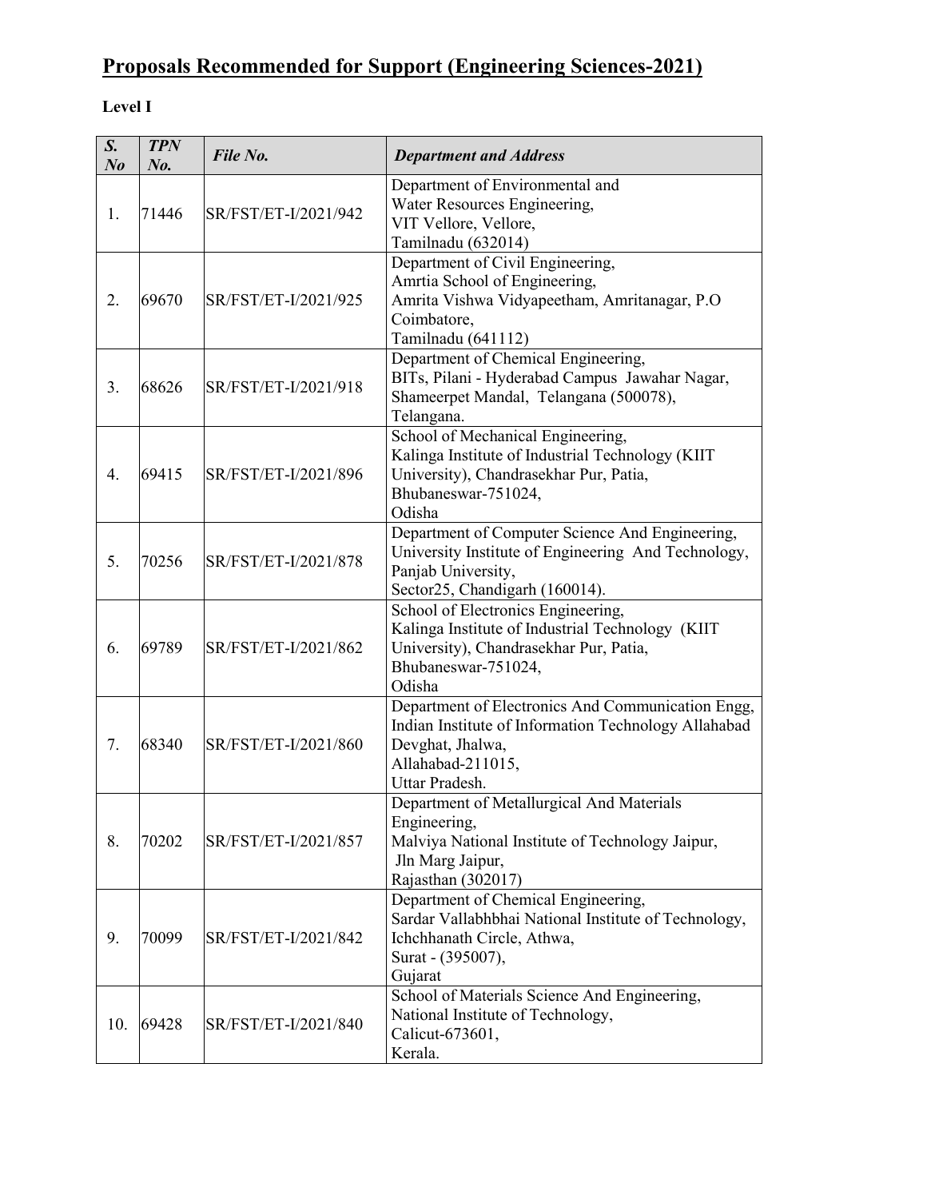# Proposals Recommended for Support (Engineering Sciences-2021)

**Level I**

| *S. No* | *TPN No.* | *File No.* | *Department and Address* |
|---|---|---|---|
| 1. | 71446 | SR/FST/ET-I/2021/942 | Department of Environmental and Water Resources Engineering, VIT Vellore, Vellore, Tamilnadu (632014) |
| 2. | 69670 | SR/FST/ET-I/2021/925 | Department of Civil Engineering, Amrtia School of Engineering, Amrita Vishwa Vidyapeetham, Amritanagar, P.O Coimbatore, Tamilnadu (641112) |
| 3. | 68626 | SR/FST/ET-I/2021/918 | Department of Chemical Engineering, BITs, Pilani - Hyderabad Campus Jawahar Nagar, Shameerpet Mandal, Telangana (500078), Telangana. |
| 4. | 69415 | SR/FST/ET-I/2021/896 | School of Mechanical Engineering, Kalinga Institute of Industrial Technology (KIIT University), Chandrasekhar Pur, Patia, Bhubaneswar-751024, Odisha |
| 5. | 70256 | SR/FST/ET-I/2021/878 | Department of Computer Science And Engineering, University Institute of Engineering And Technology, Panjab University, Sector25, Chandigarh (160014). |
| 6. | 69789 | SR/FST/ET-I/2021/862 | School of Electronics Engineering, Kalinga Institute of Industrial Technology (KIIT University), Chandrasekhar Pur, Patia, Bhubaneswar-751024, Odisha |
| 7. | 68340 | SR/FST/ET-I/2021/860 | Department of Electronics And Communication Engg, Indian Institute of Information Technology Allahabad Devghat, Jhalwa, Allahabad-211015, Uttar Pradesh. |
| 8. | 70202 | SR/FST/ET-I/2021/857 | Department of Metallurgical And Materials Engineering, Malviya National Institute of Technology Jaipur, Jln Marg Jaipur, Rajasthan (302017) |
| 9. | 70099 | SR/FST/ET-I/2021/842 | Department of Chemical Engineering, Sardar Vallabhbhai National Institute of Technology, Ichchhanath Circle, Athwa, Surat - (395007), Gujarat |
| 10. | 69428 | SR/FST/ET-I/2021/840 | School of Materials Science And Engineering, National Institute of Technology, Calicut-673601, Kerala. |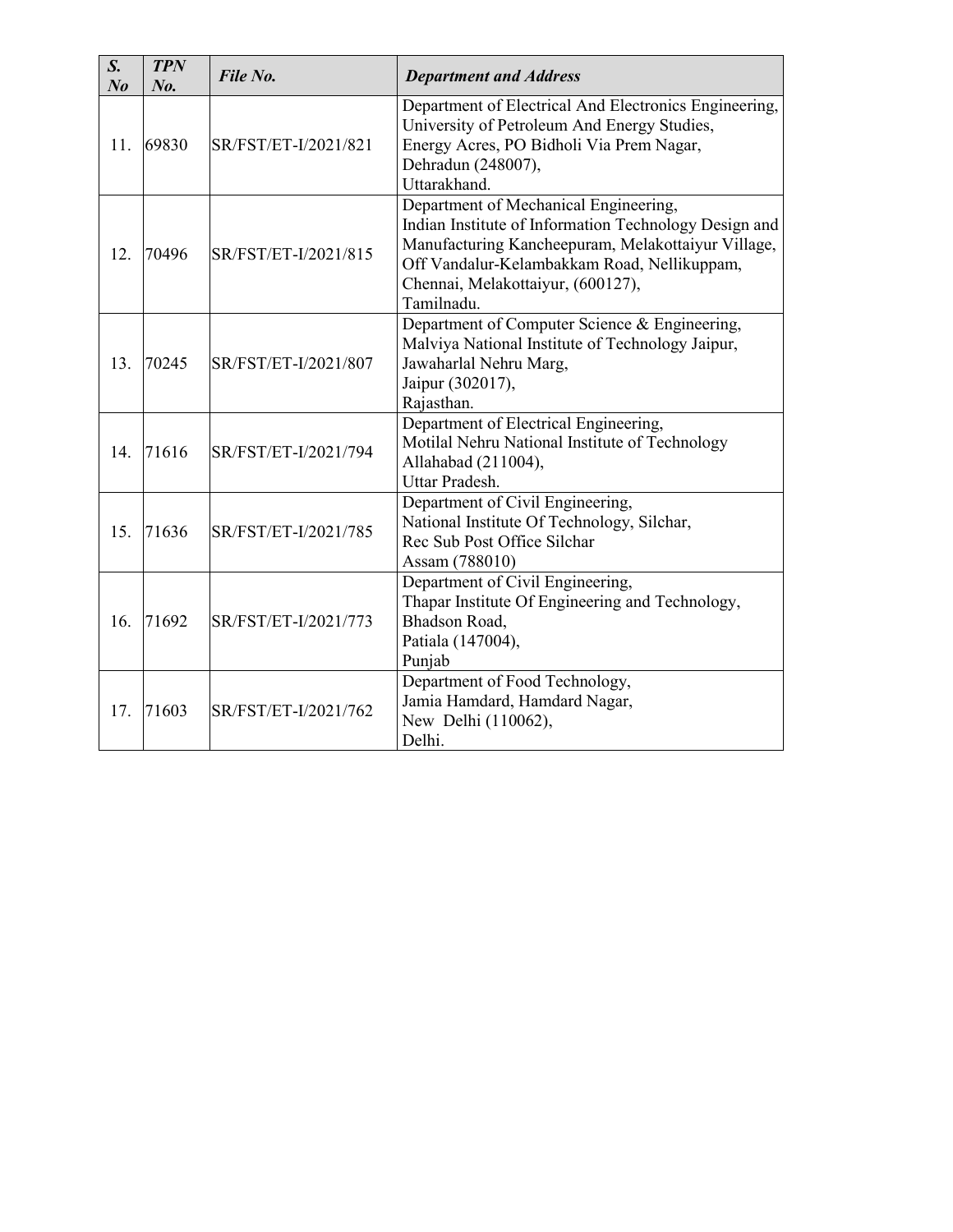| *S. No* | *TPN No.* | *File No.* | *Department and Address* |
|---|---|---|---|
| 11. | 69830 | SR/FST/ET-I/2021/821 | Department of Electrical And Electronics Engineering, University of Petroleum And Energy Studies, Energy Acres, PO Bidholi Via Prem Nagar, Dehradun (248007), Uttarakhand. |
| 12. | 70496 | SR/FST/ET-I/2021/815 | Department of Mechanical Engineering, Indian Institute of Information Technology Design and Manufacturing Kancheepuram, Melakottaiyur Village, Off Vandalur-Kelambakkam Road, Nellikuppam, Chennai, Melakottaiyur, (600127), Tamilnadu. |
| 13. | 70245 | SR/FST/ET-I/2021/807 | Department of Computer Science & Engineering, Malviya National Institute of Technology Jaipur, Jawaharlal Nehru Marg, Jaipur (302017), Rajasthan. |
| 14. | 71616 | SR/FST/ET-I/2021/794 | Department of Electrical Engineering, Motilal Nehru National Institute of Technology Allahabad (211004), Uttar Pradesh. |
| 15. | 71636 | SR/FST/ET-I/2021/785 | Department of Civil Engineering, National Institute Of Technology, Silchar, Rec Sub Post Office Silchar Assam (788010) |
| 16. | 71692 | SR/FST/ET-I/2021/773 | Department of Civil Engineering, Thapar Institute Of Engineering and Technology, Bhadson Road, Patiala (147004), Punjab |
| 17. | 71603 | SR/FST/ET-I/2021/762 | Department of Food Technology, Jamia Hamdard, Hamdard Nagar, New Delhi (110062), Delhi. |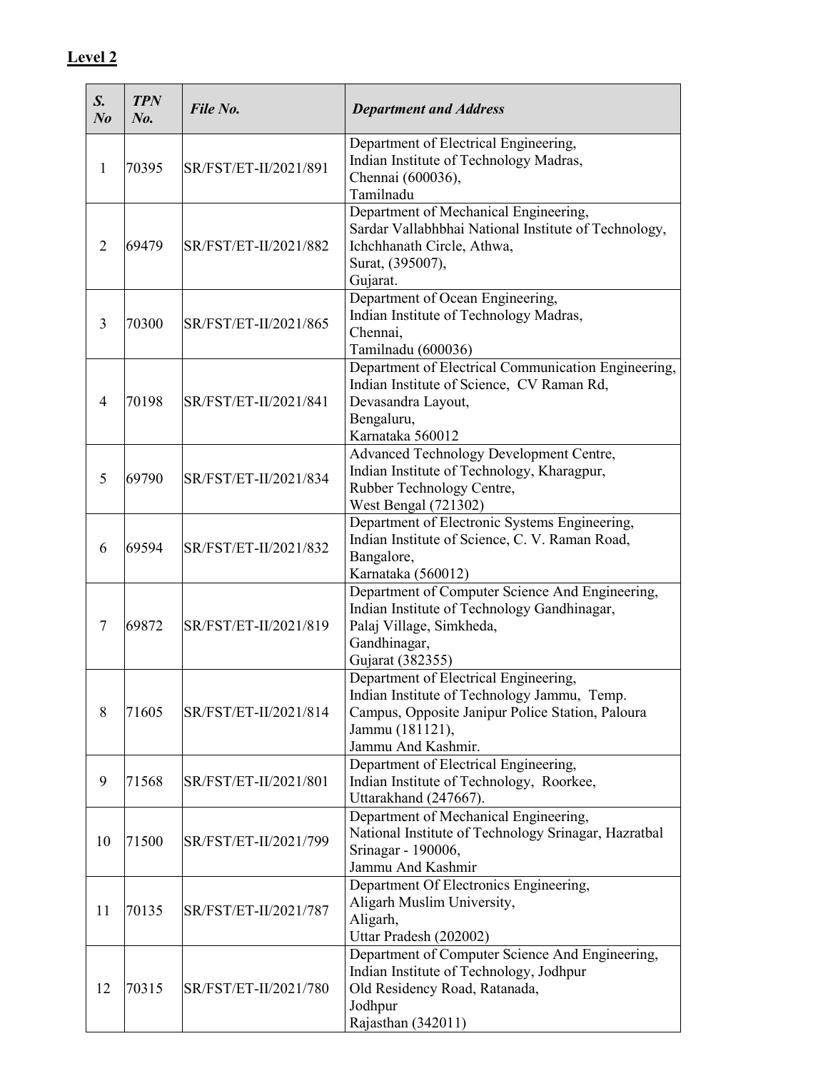## Level 2

| *S. No* | *TPN No.* | *File No.* | *Department and Address* |
|---|---|---|---|
| 1 | 70395 | SR/FST/ET-II/2021/891 | Department of Electrical Engineering, Indian Institute of Technology Madras, Chennai (600036), Tamilnadu |
| 2 | 69479 | SR/FST/ET-II/2021/882 | Department of Mechanical Engineering, Sardar Vallabhbhai National Institute of Technology, Ichchhanath Circle, Athwa, Surat, (395007), Gujarat. |
| 3 | 70300 | SR/FST/ET-II/2021/865 | Department of Ocean Engineering, Indian Institute of Technology Madras, Chennai, Tamilnadu (600036) |
| 4 | 70198 | SR/FST/ET-II/2021/841 | Department of Electrical Communication Engineering, Indian Institute of Science, CV Raman Rd, Devasandra Layout, Bengaluru, Karnataka 560012 |
| 5 | 69790 | SR/FST/ET-II/2021/834 | Advanced Technology Development Centre, Indian Institute of Technology, Kharagpur, Rubber Technology Centre, West Bengal (721302) |
| 6 | 69594 | SR/FST/ET-II/2021/832 | Department of Electronic Systems Engineering, Indian Institute of Science, C. V. Raman Road, Bangalore, Karnataka (560012) |
| 7 | 69872 | SR/FST/ET-II/2021/819 | Department of Computer Science And Engineering, Indian Institute of Technology Gandhinagar, Palaj Village, Simkheda, Gandhinagar, Gujarat (382355) |
| 8 | 71605 | SR/FST/ET-II/2021/814 | Department of Electrical Engineering, Indian Institute of Technology Jammu, Temp. Campus, Opposite Janipur Police Station, Paloura Jammu (181121), Jammu And Kashmir. |
| 9 | 71568 | SR/FST/ET-II/2021/801 | Department of Electrical Engineering, Indian Institute of Technology, Roorkee, Uttarakhand (247667). |
| 10 | 71500 | SR/FST/ET-II/2021/799 | Department of Mechanical Engineering, National Institute of Technology Srinagar, Hazratbal Srinagar - 190006, Jammu And Kashmir |
| 11 | 70135 | SR/FST/ET-II/2021/787 | Department Of Electronics Engineering, Aligarh Muslim University, Aligarh, Uttar Pradesh (202002) |
| 12 | 70315 | SR/FST/ET-II/2021/780 | Department of Computer Science And Engineering, Indian Institute of Technology, Jodhpur Old Residency Road, Ratanada, Jodhpur Rajasthan (342011) |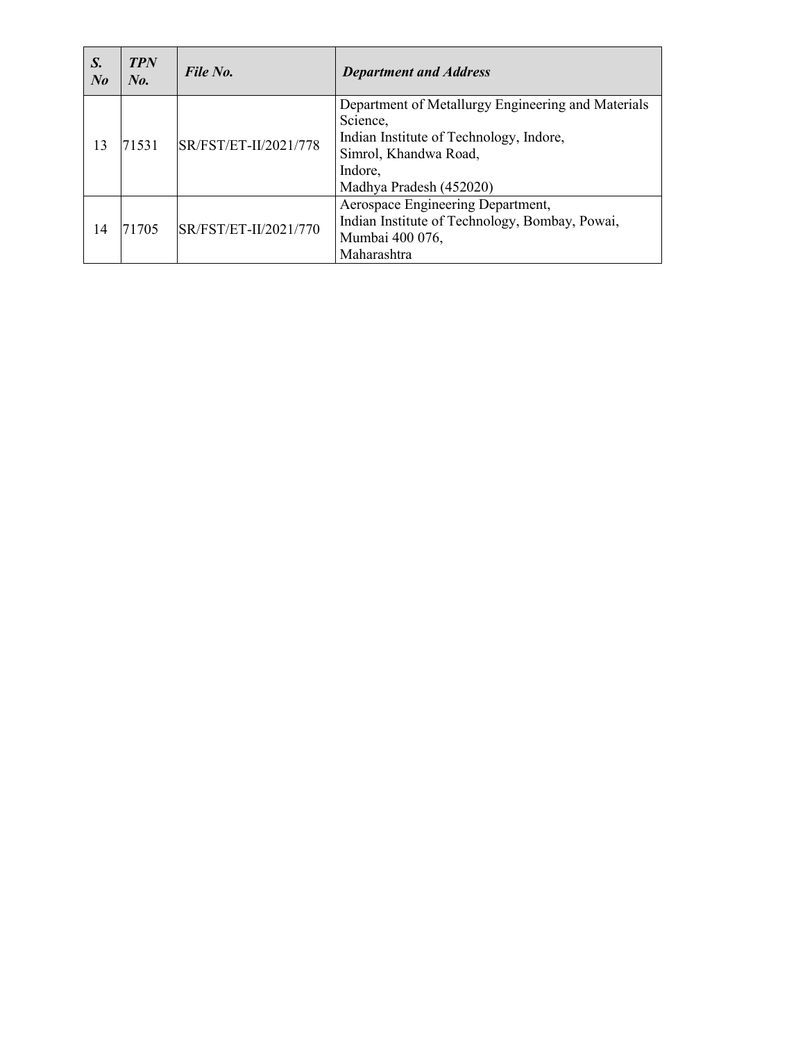| ***S. No*** | ***TPN No.*** | ***File No.*** | ***Department and Address*** |
|---|---|---|---|
| 13 | 71531 | SR/FST/ET-II/2021/778 | Department of Metallurgy Engineering and Materials Science,<br>Indian Institute of Technology, Indore,<br>Simrol, Khandwa Road,<br>Indore,<br>Madhya Pradesh (452020) |
| 14 | 71705 | SR/FST/ET-II/2021/770 | Aerospace Engineering Department,<br>Indian Institute of Technology, Bombay, Powai,<br>Mumbai 400 076,<br>Maharashtra |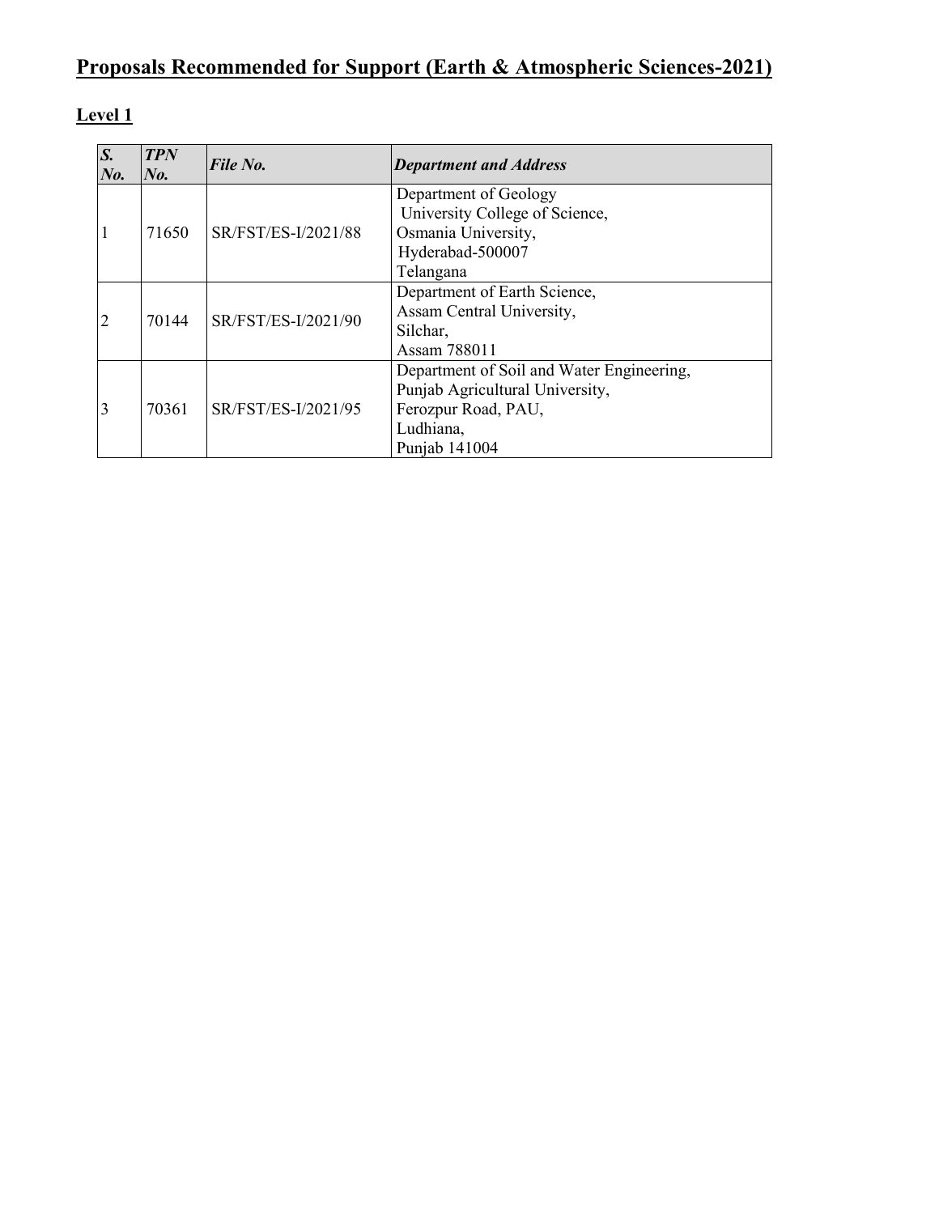# Proposals Recommended for Support (Earth & Atmospheric Sciences-2021)

## Level 1

| *S. No.* | *TPN No.* | *File No.* | *Department and Address* |
|---|---|---|---|
| 1 | 71650 | SR/FST/ES-I/2021/88 | Department of Geology<br>University College of Science,<br>Osmania University,<br>Hyderabad-500007<br>Telangana |
| 2 | 70144 | SR/FST/ES-I/2021/90 | Department of Earth Science,<br>Assam Central University,<br>Silchar,<br>Assam 788011 |
| 3 | 70361 | SR/FST/ES-I/2021/95 | Department of Soil and Water Engineering,<br>Punjab Agricultural University,<br>Ferozpur Road, PAU,<br>Ludhiana,<br>Punjab 141004 |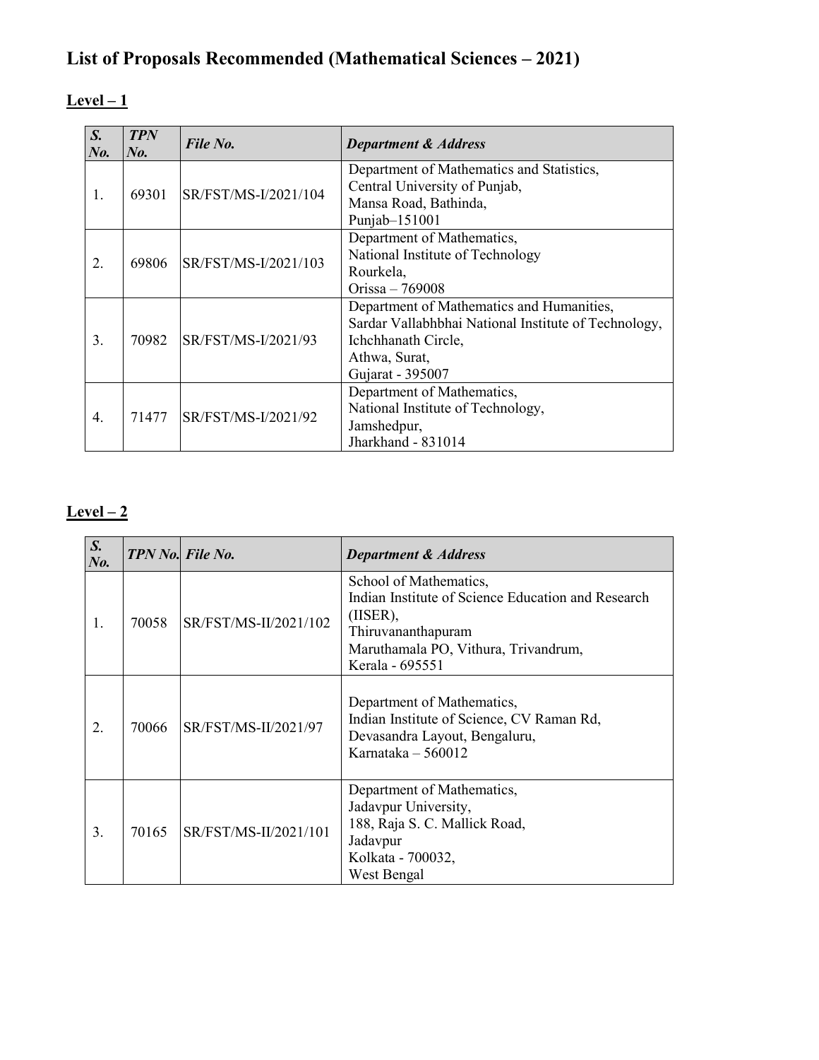# List of Proposals Recommended (Mathematical Sciences – 2021)

## Level – 1

| S. No. | TPN No. | File No. | Department & Address |
|---|---|---|---|
| 1. | 69301 | SR/FST/MS-I/2021/104 | Department of Mathematics and Statistics, Central University of Punjab, Mansa Road, Bathinda, Punjab–151001 |
| 2. | 69806 | SR/FST/MS-I/2021/103 | Department of Mathematics, National Institute of Technology Rourkela, Orissa – 769008 |
| 3. | 70982 | SR/FST/MS-I/2021/93 | Department of Mathematics and Humanities, Sardar Vallabhbhai National Institute of Technology, Ichchhanath Circle, Athwa, Surat, Gujarat - 395007 |
| 4. | 71477 | SR/FST/MS-I/2021/92 | Department of Mathematics, National Institute of Technology, Jamshedpur, Jharkhand - 831014 |

## Level – 2

| S. No. | TPN No. | File No. | Department & Address |
|---|---|---|---|
| 1. | 70058 | SR/FST/MS-II/2021/102 | School of Mathematics, Indian Institute of Science Education and Research (IISER), Thiruvananthapuram Maruthamala PO, Vithura, Trivandrum, Kerala - 695551 |
| 2. | 70066 | SR/FST/MS-II/2021/97 | Department of Mathematics, Indian Institute of Science, CV Raman Rd, Devasandra Layout, Bengaluru, Karnataka – 560012 |
| 3. | 70165 | SR/FST/MS-II/2021/101 | Department of Mathematics, Jadavpur University, 188, Raja S. C. Mallick Road, Jadavpur Kolkata - 700032, West Bengal |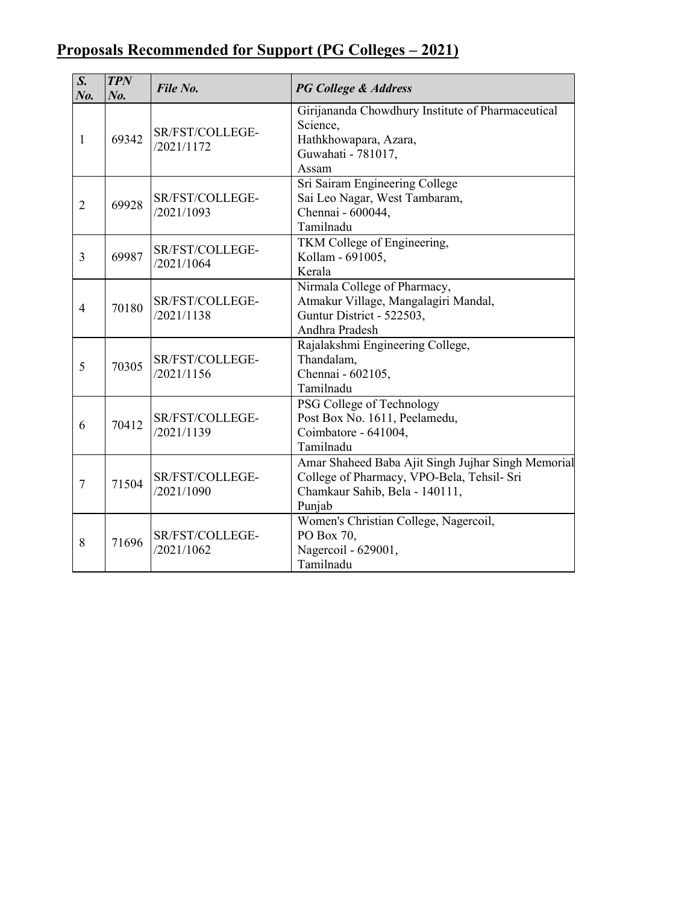## Proposals Recommended for Support (PG Colleges – 2021)

| *S. No.* | *TPN No.* | *File No.* | *PG College & Address* |
|---|---|---|---|
| 1 | 69342 | SR/FST/COLLEGE-/2021/1172 | Girijananda Chowdhury Institute of Pharmaceutical Science, Hathkhowapara, Azara, Guwahati - 781017, Assam |
| 2 | 69928 | SR/FST/COLLEGE-/2021/1093 | Sri Sairam Engineering College Sai Leo Nagar, West Tambaram, Chennai - 600044, Tamilnadu |
| 3 | 69987 | SR/FST/COLLEGE-/2021/1064 | TKM College of Engineering, Kollam - 691005, Kerala |
| 4 | 70180 | SR/FST/COLLEGE-/2021/1138 | Nirmala College of Pharmacy, Atmakur Village, Mangalagiri Mandal, Guntur District - 522503, Andhra Pradesh |
| 5 | 70305 | SR/FST/COLLEGE-/2021/1156 | Rajalakshmi Engineering College, Thandalam, Chennai - 602105, Tamilnadu |
| 6 | 70412 | SR/FST/COLLEGE-/2021/1139 | PSG College of Technology Post Box No. 1611, Peelamedu, Coimbatore - 641004, Tamilnadu |
| 7 | 71504 | SR/FST/COLLEGE-/2021/1090 | Amar Shaheed Baba Ajit Singh Jujhar Singh Memorial College of Pharmacy, VPO-Bela, Tehsil- Sri Chamkaur Sahib, Bela - 140111, Punjab |
| 8 | 71696 | SR/FST/COLLEGE-/2021/1062 | Women's Christian College, Nagercoil, PO Box 70, Nagercoil - 629001, Tamilnadu |